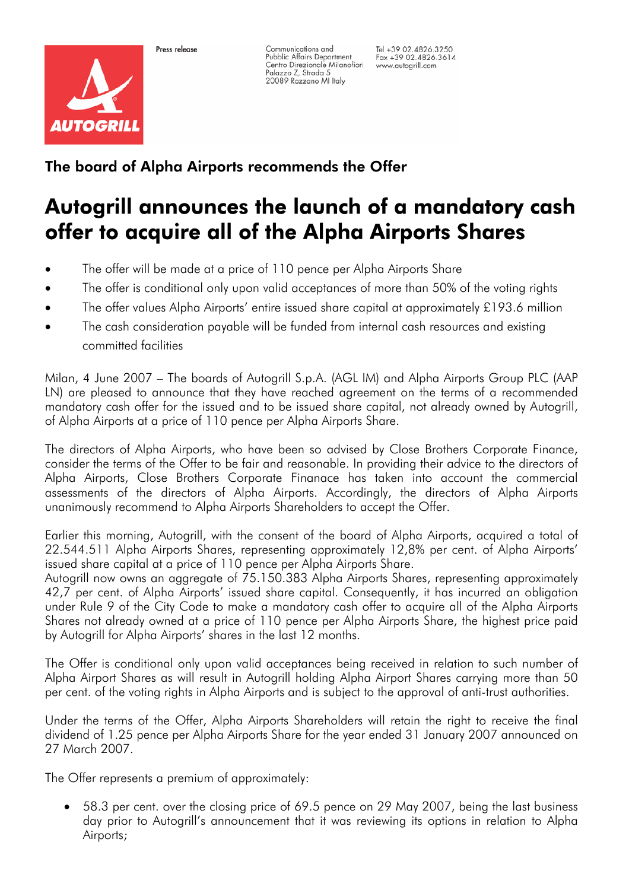Press release

Communications and
Pubblic Affairs Department
Centro Direzionale Milanofiori
Palazzo Z, Strada 5
20089 Rozzano MI Italy

Tel +39 02.4826.3250
Fax +39 02.4826.3614
www.autogrill.com

## The board of Alpha Airports recommends the Offer

# Autogrill announces the launch of a mandatory cash offer to acquire all of the Alpha Airports Shares

- The offer will be made at a price of 110 pence per Alpha Airports Share
- The offer is conditional only upon valid acceptances of more than 50% of the voting rights
- The offer values Alpha Airports' entire issued share capital at approximately £193.6 million
- The cash consideration payable will be funded from internal cash resources and existing committed facilities

Milan, 4 June 2007 – The boards of Autogrill S.p.A. (AGL IM) and Alpha Airports Group PLC (AAP LN) are pleased to announce that they have reached agreement on the terms of a recommended mandatory cash offer for the issued and to be issued share capital, not already owned by Autogrill, of Alpha Airports at a price of 110 pence per Alpha Airports Share.

The directors of Alpha Airports, who have been so advised by Close Brothers Corporate Finance, consider the terms of the Offer to be fair and reasonable. In providing their advice to the directors of Alpha Airports, Close Brothers Corporate Finanace has taken into account the commercial assessments of the directors of Alpha Airports. Accordingly, the directors of Alpha Airports unanimously recommend to Alpha Airports Shareholders to accept the Offer.

Earlier this morning, Autogrill, with the consent of the board of Alpha Airports, acquired a total of 22.544.511 Alpha Airports Shares, representing approximately 12,8% per cent. of Alpha Airports' issued share capital at a price of 110 pence per Alpha Airports Share.
Autogrill now owns an aggregate of 75.150.383 Alpha Airports Shares, representing approximately 42,7 per cent. of Alpha Airports' issued share capital. Consequently, it has incurred an obligation under Rule 9 of the City Code to make a mandatory cash offer to acquire all of the Alpha Airports Shares not already owned at a price of 110 pence per Alpha Airports Share, the highest price paid by Autogrill for Alpha Airports' shares in the last 12 months.

The Offer is conditional only upon valid acceptances being received in relation to such number of Alpha Airport Shares as will result in Autogrill holding Alpha Airport Shares carrying more than 50 per cent. of the voting rights in Alpha Airports and is subject to the approval of anti-trust authorities.

Under the terms of the Offer, Alpha Airports Shareholders will retain the right to receive the final dividend of 1.25 pence per Alpha Airports Share for the year ended 31 January 2007 announced on 27 March 2007.

The Offer represents a premium of approximately:

- 58.3 per cent. over the closing price of 69.5 pence on 29 May 2007, being the last business day prior to Autogrill's announcement that it was reviewing its options in relation to Alpha Airports;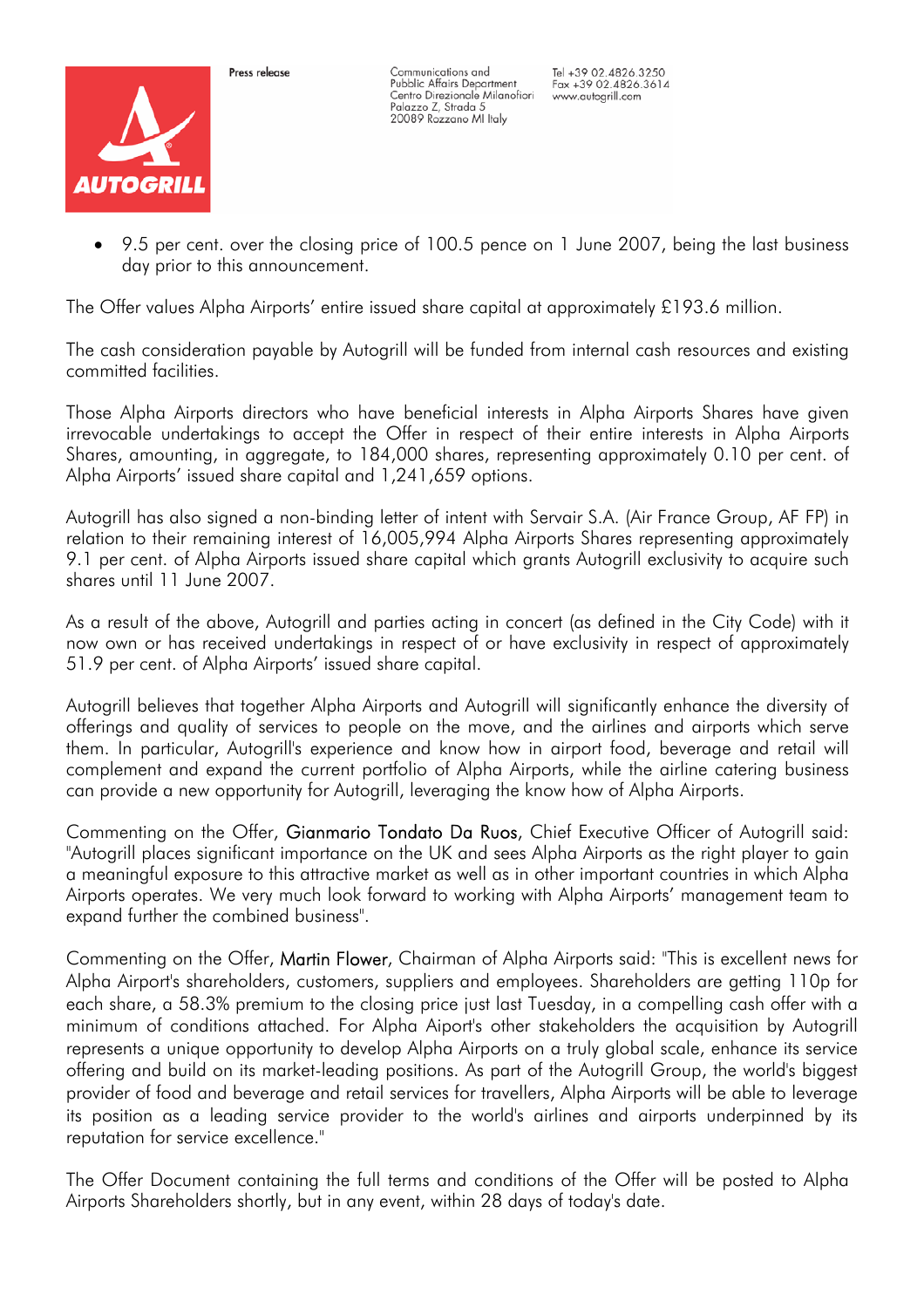- 9.5 per cent. over the closing price of 100.5 pence on 1 June 2007, being the last business day prior to this announcement.

The Offer values Alpha Airports' entire issued share capital at approximately £193.6 million.

The cash consideration payable by Autogrill will be funded from internal cash resources and existing committed facilities.

Those Alpha Airports directors who have beneficial interests in Alpha Airports Shares have given irrevocable undertakings to accept the Offer in respect of their entire interests in Alpha Airports Shares, amounting, in aggregate, to 184,000 shares, representing approximately 0.10 per cent. of Alpha Airports' issued share capital and 1,241,659 options.

Autogrill has also signed a non-binding letter of intent with Servair S.A. (Air France Group, AF FP) in relation to their remaining interest of 16,005,994 Alpha Airports Shares representing approximately 9.1 per cent. of Alpha Airports issued share capital which grants Autogrill exclusivity to acquire such shares until 11 June 2007.

As a result of the above, Autogrill and parties acting in concert (as defined in the City Code) with it now own or has received undertakings in respect of or have exclusivity in respect of approximately 51.9 per cent. of Alpha Airports' issued share capital.

Autogrill believes that together Alpha Airports and Autogrill will significantly enhance the diversity of offerings and quality of services to people on the move, and the airlines and airports which serve them. In particular, Autogrill's experience and know how in airport food, beverage and retail will complement and expand the current portfolio of Alpha Airports, while the airline catering business can provide a new opportunity for Autogrill, leveraging the know how of Alpha Airports.

Commenting on the Offer, Gianmario Tondato Da Ruos, Chief Executive Officer of Autogrill said: "Autogrill places significant importance on the UK and sees Alpha Airports as the right player to gain a meaningful exposure to this attractive market as well as in other important countries in which Alpha Airports operates. We very much look forward to working with Alpha Airports' management team to expand further the combined business".

Commenting on the Offer, Martin Flower, Chairman of Alpha Airports said: "This is excellent news for Alpha Airport's shareholders, customers, suppliers and employees. Shareholders are getting 110p for each share, a 58.3% premium to the closing price just last Tuesday, in a compelling cash offer with a minimum of conditions attached. For Alpha Aiport's other stakeholders the acquisition by Autogrill represents a unique opportunity to develop Alpha Airports on a truly global scale, enhance its service offering and build on its market-leading positions. As part of the Autogrill Group, the world's biggest provider of food and beverage and retail services for travellers, Alpha Airports will be able to leverage its position as a leading service provider to the world's airlines and airports underpinned by its reputation for service excellence."

The Offer Document containing the full terms and conditions of the Offer will be posted to Alpha Airports Shareholders shortly, but in any event, within 28 days of today's date.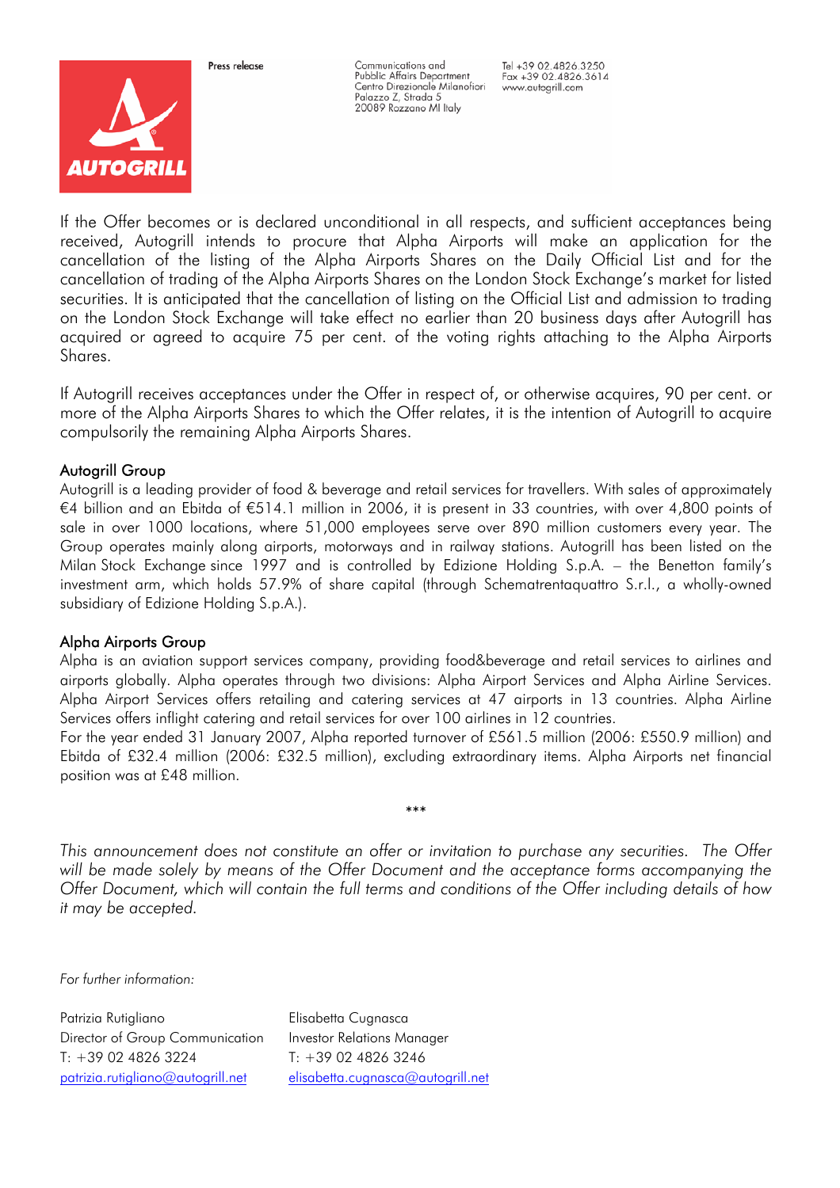If the Offer becomes or is declared unconditional in all respects, and sufficient acceptances being received, Autogrill intends to procure that Alpha Airports will make an application for the cancellation of the listing of the Alpha Airports Shares on the Daily Official List and for the cancellation of trading of the Alpha Airports Shares on the London Stock Exchange's market for listed securities. It is anticipated that the cancellation of listing on the Official List and admission to trading on the London Stock Exchange will take effect no earlier than 20 business days after Autogrill has acquired or agreed to acquire 75 per cent. of the voting rights attaching to the Alpha Airports Shares.

If Autogrill receives acceptances under the Offer in respect of, or otherwise acquires, 90 per cent. or more of the Alpha Airports Shares to which the Offer relates, it is the intention of Autogrill to acquire compulsorily the remaining Alpha Airports Shares.

## Autogrill Group

Autogrill is a leading provider of food & beverage and retail services for travellers. With sales of approximately €4 billion and an Ebitda of €514.1 million in 2006, it is present in 33 countries, with over 4,800 points of sale in over 1000 locations, where 51,000 employees serve over 890 million customers every year. The Group operates mainly along airports, motorways and in railway stations. Autogrill has been listed on the Milan Stock Exchange since 1997 and is controlled by Edizione Holding S.p.A. – the Benetton family's investment arm, which holds 57.9% of share capital (through Schematrentaquattro S.r.l., a wholly-owned subsidiary of Edizione Holding S.p.A.).

## Alpha Airports Group

Alpha is an aviation support services company, providing food&beverage and retail services to airlines and airports globally. Alpha operates through two divisions: Alpha Airport Services and Alpha Airline Services. Alpha Airport Services offers retailing and catering services at 47 airports in 13 countries. Alpha Airline Services offers inflight catering and retail services for over 100 airlines in 12 countries.
For the year ended 31 January 2007, Alpha reported turnover of £561.5 million (2006: £550.9 million) and Ebitda of £32.4 million (2006: £32.5 million), excluding extraordinary items. Alpha Airports net financial position was at £48 million.

***

*This announcement does not constitute an offer or invitation to purchase any securities. The Offer will be made solely by means of the Offer Document and the acceptance forms accompanying the Offer Document, which will contain the full terms and conditions of the Offer including details of how it may be accepted.*

*For further information:*

Patrizia Rutigliano
Director of Group Communication
T: +39 02 4826 3224
patrizia.rutigliano@autogrill.net

Elisabetta Cugnasca
Investor Relations Manager
T: +39 02 4826 3246
elisabetta.cugnasca@autogrill.net